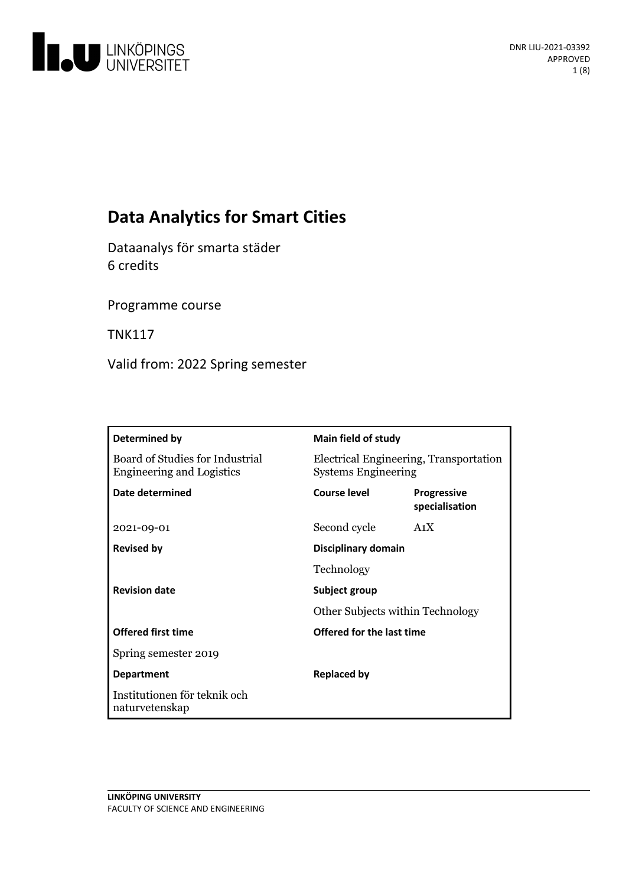DNR LIU-2021-03392
APPROVED

# Data Analytics for Smart Cities

Dataanalys för smarta städer
6 credits

Programme course

TNK117

Valid from: 2022 Spring semester

| Determined by | Main field of study | |
|---|---|---|
| Board of Studies for Industrial Engineering and Logistics | Electrical Engineering, Transportation Systems Engineering | |
| **Date determined** | **Course level** | **Progressive specialisation** |
| 2021-09-01 | Second cycle | A1X |
| **Revised by** | **Disciplinary domain** | |
| | Technology | |
| **Revision date** | **Subject group** | |
| | Other Subjects within Technology | |
| **Offered first time** | **Offered for the last time** | |
| Spring semester 2019 | | |
| **Department** | **Replaced by** | |
| Institutionen för teknik och naturvetenskap | | |

**LINKÖPING UNIVERSITY**
FACULTY OF SCIENCE AND ENGINEERING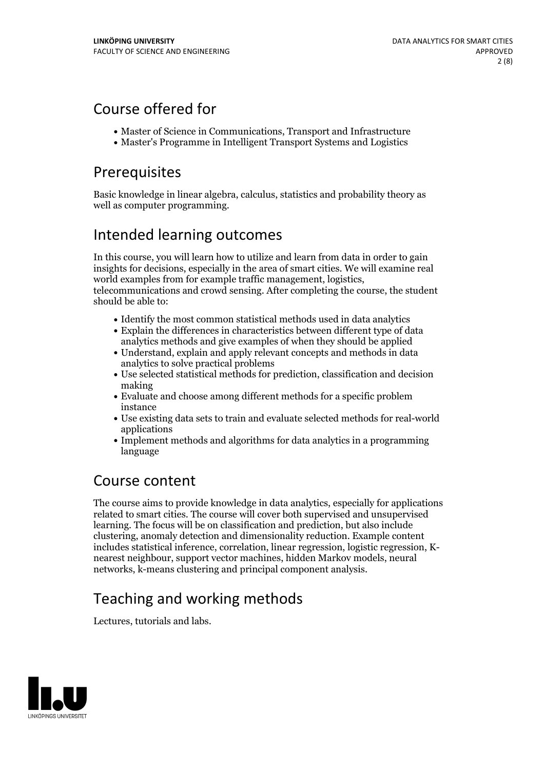## Course offered for

- Master of Science in Communications, Transport and Infrastructure
- Master's Programme in Intelligent Transport Systems and Logistics

## Prerequisites

Basic knowledge in linear algebra, calculus, statistics and probability theory as well as computer programming.

## Intended learning outcomes

In this course, you will learn how to utilize and learn from data in order to gain insights for decisions, especially in the area of smart cities. We will examine real world examples from for example traffic management, logistics, telecommunications and crowd sensing. After completing the course, the student should be able to:

- Identify the most common statistical methods used in data analytics
- Explain the differences in characteristics between different type of data analytics methods and give examples of when they should be applied
- Understand, explain and apply relevant concepts and methods in data analytics to solve practical problems
- Use selected statistical methods for prediction, classification and decision making
- Evaluate and choose among different methods for a specific problem instance
- Use existing data sets to train and evaluate selected methods for real-world applications
- Implement methods and algorithms for data analytics in a programming language

## Course content

The course aims to provide knowledge in data analytics, especially for applications related to smart cities. The course will cover both supervised and unsupervised learning. The focus will be on classification and prediction, but also include clustering, anomaly detection and dimensionality reduction. Example content includes statistical inference, correlation, linear regression, logistic regression, K-nearest neighbour, support vector machines, hidden Markov models, neural networks, k-means clustering and principal component analysis.

## Teaching and working methods

Lectures, tutorials and labs.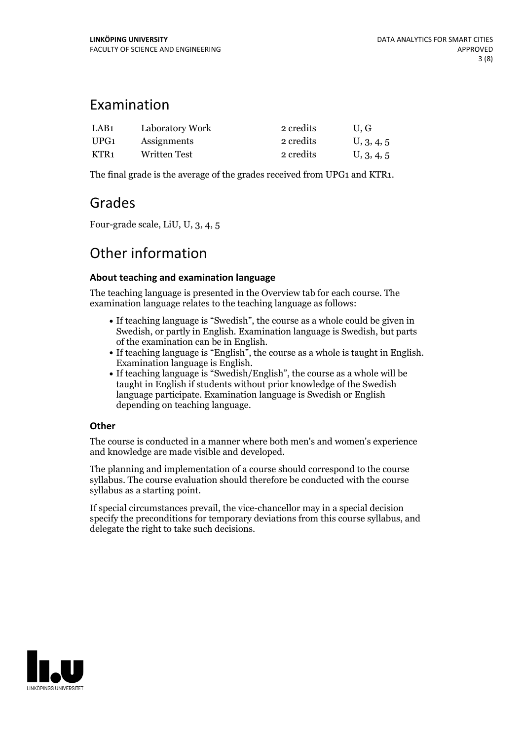## Examination

| | | | |
|---|---|---|---|
| LAB1 | Laboratory Work | 2 credits | U, G |
| UPG1 | Assignments | 2 credits | U, 3, 4, 5 |
| KTR1 | Written Test | 2 credits | U, 3, 4, 5 |

The final grade is the average of the grades received from UPG1 and KTR1.

## Grades

Four-grade scale, LiU, U, 3, 4, 5

## Other information

### About teaching and examination language

The teaching language is presented in the Overview tab for each course. The examination language relates to the teaching language as follows:

- If teaching language is "Swedish", the course as a whole could be given in Swedish, or partly in English. Examination language is Swedish, but parts of the examination can be in English.
- If teaching language is "English", the course as a whole is taught in English. Examination language is English.
- If teaching language is "Swedish/English", the course as a whole will be taught in English if students without prior knowledge of the Swedish language participate. Examination language is Swedish or English depending on teaching language.

### Other

The course is conducted in a manner where both men's and women's experience and knowledge are made visible and developed.

The planning and implementation of a course should correspond to the course syllabus. The course evaluation should therefore be conducted with the course syllabus as a starting point.

If special circumstances prevail, the vice-chancellor may in a special decision specify the preconditions for temporary deviations from this course syllabus, and delegate the right to take such decisions.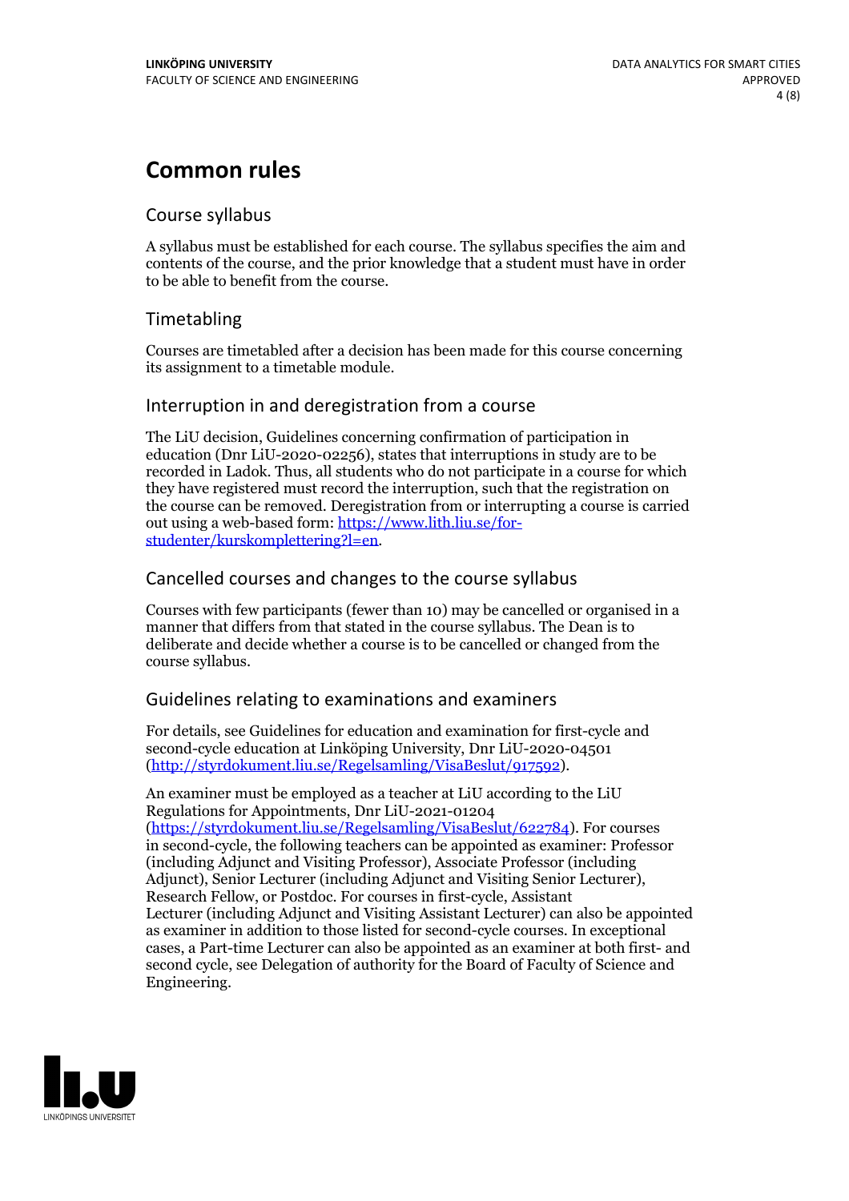# Common rules

## Course syllabus

A syllabus must be established for each course. The syllabus specifies the aim and contents of the course, and the prior knowledge that a student must have in order to be able to benefit from the course.

## Timetabling

Courses are timetabled after a decision has been made for this course concerning its assignment to a timetable module.

## Interruption in and deregistration from a course

The LiU decision, Guidelines concerning confirmation of participation in education (Dnr LiU-2020-02256), states that interruptions in study are to be recorded in Ladok. Thus, all students who do not participate in a course for which they have registered must record the interruption, such that the registration on the course can be removed. Deregistration from or interrupting a course is carried out using a web-based form: [https://www.lith.liu.se/for-studenter/kurskomplettering?l=en](https://www.lith.liu.se/for-studenter/kurskomplettering?l=en).

## Cancelled courses and changes to the course syllabus

Courses with few participants (fewer than 10) may be cancelled or organised in a manner that differs from that stated in the course syllabus. The Dean is to deliberate and decide whether a course is to be cancelled or changed from the course syllabus.

## Guidelines relating to examinations and examiners

For details, see Guidelines for education and examination for first-cycle and second-cycle education at Linköping University, Dnr LiU-2020-04501 ([http://styrdokument.liu.se/Regelsamling/VisaBeslut/917592](http://styrdokument.liu.se/Regelsamling/VisaBeslut/917592)).

An examiner must be employed as a teacher at LiU according to the LiU Regulations for Appointments, Dnr LiU-2021-01204 ([https://styrdokument.liu.se/Regelsamling/VisaBeslut/622784](https://styrdokument.liu.se/Regelsamling/VisaBeslut/622784)). For courses in second-cycle, the following teachers can be appointed as examiner: Professor (including Adjunct and Visiting Professor), Associate Professor (including Adjunct), Senior Lecturer (including Adjunct and Visiting Senior Lecturer), Research Fellow, or Postdoc. For courses in first-cycle, Assistant Lecturer (including Adjunct and Visiting Assistant Lecturer) can also be appointed as examiner in addition to those listed for second-cycle courses. In exceptional cases, a Part-time Lecturer can also be appointed as an examiner at both first- and second cycle, see Delegation of authority for the Board of Faculty of Science and Engineering.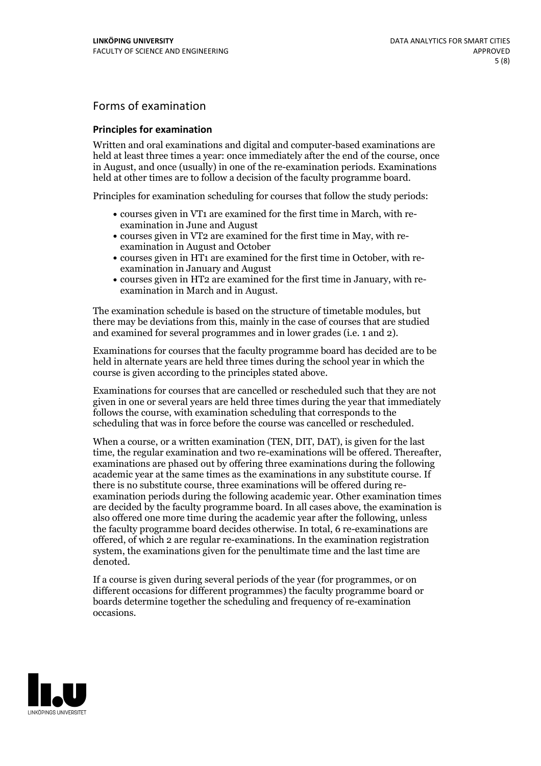## Forms of examination

### Principles for examination

Written and oral examinations and digital and computer-based examinations are held at least three times a year: once immediately after the end of the course, once in August, and once (usually) in one of the re-examination periods. Examinations held at other times are to follow a decision of the faculty programme board.

Principles for examination scheduling for courses that follow the study periods:

- courses given in VT1 are examined for the first time in March, with re-examination in June and August
- courses given in VT2 are examined for the first time in May, with re-examination in August and October
- courses given in HT1 are examined for the first time in October, with re-examination in January and August
- courses given in HT2 are examined for the first time in January, with re-examination in March and in August.

The examination schedule is based on the structure of timetable modules, but there may be deviations from this, mainly in the case of courses that are studied and examined for several programmes and in lower grades (i.e. 1 and 2).

Examinations for courses that the faculty programme board has decided are to be held in alternate years are held three times during the school year in which the course is given according to the principles stated above.

Examinations for courses that are cancelled or rescheduled such that they are not given in one or several years are held three times during the year that immediately follows the course, with examination scheduling that corresponds to the scheduling that was in force before the course was cancelled or rescheduled.

When a course, or a written examination (TEN, DIT, DAT), is given for the last time, the regular examination and two re-examinations will be offered. Thereafter, examinations are phased out by offering three examinations during the following academic year at the same times as the examinations in any substitute course. If there is no substitute course, three examinations will be offered during re-examination periods during the following academic year. Other examination times are decided by the faculty programme board. In all cases above, the examination is also offered one more time during the academic year after the following, unless the faculty programme board decides otherwise. In total, 6 re-examinations are offered, of which 2 are regular re-examinations. In the examination registration system, the examinations given for the penultimate time and the last time are denoted.

If a course is given during several periods of the year (for programmes, or on different occasions for different programmes) the faculty programme board or boards determine together the scheduling and frequency of re-examination occasions.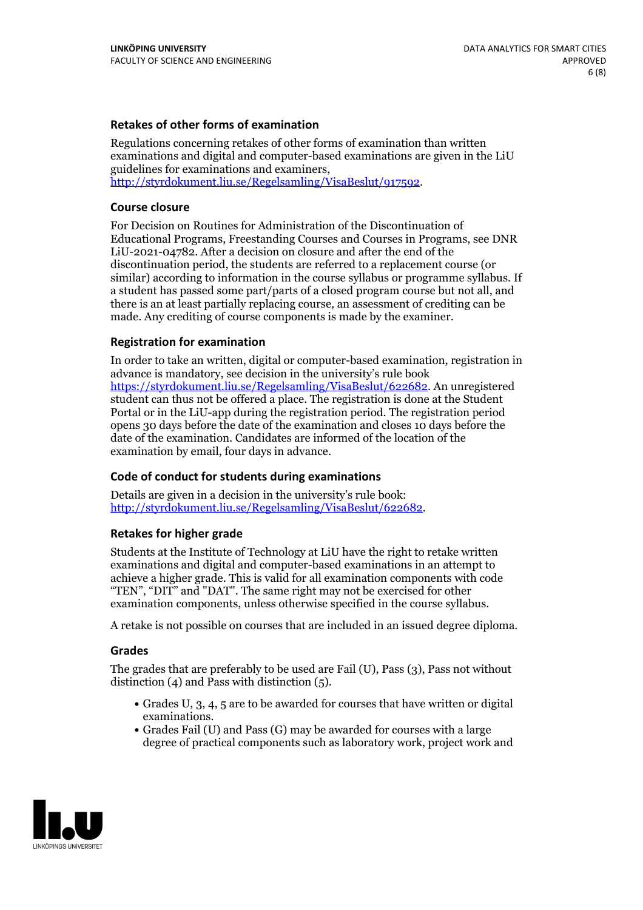### Retakes of other forms of examination

Regulations concerning retakes of other forms of examination than written examinations and digital and computer-based examinations are given in the LiU guidelines for examinations and examiners, http://styrdokument.liu.se/Regelsamling/VisaBeslut/917592.

### Course closure

For Decision on Routines for Administration of the Discontinuation of Educational Programs, Freestanding Courses and Courses in Programs, see DNR LiU-2021-04782. After a decision on closure and after the end of the discontinuation period, the students are referred to a replacement course (or similar) according to information in the course syllabus or programme syllabus. If a student has passed some part/parts of a closed program course but not all, and there is an at least partially replacing course, an assessment of crediting can be made. Any crediting of course components is made by the examiner.

### Registration for examination

In order to take an written, digital or computer-based examination, registration in advance is mandatory, see decision in the university's rule book https://styrdokument.liu.se/Regelsamling/VisaBeslut/622682. An unregistered student can thus not be offered a place. The registration is done at the Student Portal or in the LiU-app during the registration period. The registration period opens 30 days before the date of the examination and closes 10 days before the date of the examination. Candidates are informed of the location of the examination by email, four days in advance.

### Code of conduct for students during examinations

Details are given in a decision in the university's rule book: http://styrdokument.liu.se/Regelsamling/VisaBeslut/622682.

### Retakes for higher grade

Students at the Institute of Technology at LiU have the right to retake written examinations and digital and computer-based examinations in an attempt to achieve a higher grade. This is valid for all examination components with code "TEN", "DIT" and "DAT". The same right may not be exercised for other examination components, unless otherwise specified in the course syllabus.

A retake is not possible on courses that are included in an issued degree diploma.

### Grades

The grades that are preferably to be used are Fail (U), Pass (3), Pass not without distinction (4) and Pass with distinction (5).

- Grades U, 3, 4, 5 are to be awarded for courses that have written or digital examinations.
- Grades Fail (U) and Pass (G) may be awarded for courses with a large degree of practical components such as laboratory work, project work and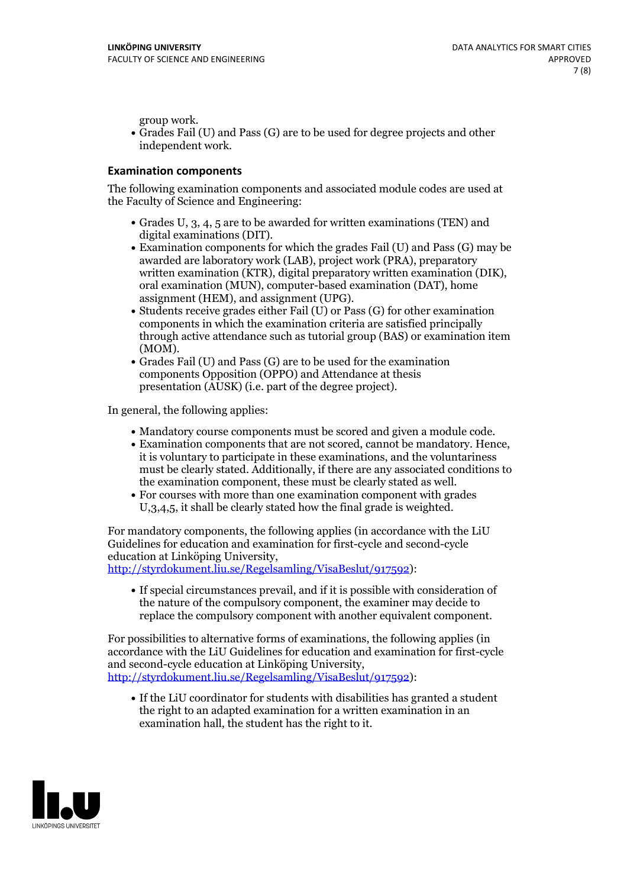group work.

- Grades Fail (U) and Pass (G) are to be used for degree projects and other independent work.

### Examination components

The following examination components and associated module codes are used at the Faculty of Science and Engineering:

- Grades U, 3, 4, 5 are to be awarded for written examinations (TEN) and digital examinations (DIT).
- Examination components for which the grades Fail (U) and Pass (G) may be awarded are laboratory work (LAB), project work (PRA), preparatory written examination (KTR), digital preparatory written examination (DIK), oral examination (MUN), computer-based examination (DAT), home assignment (HEM), and assignment (UPG).
- Students receive grades either Fail (U) or Pass (G) for other examination components in which the examination criteria are satisfied principally through active attendance such as tutorial group (BAS) or examination item (MOM).
- Grades Fail (U) and Pass (G) are to be used for the examination components Opposition (OPPO) and Attendance at thesis presentation (AUSK) (i.e. part of the degree project).

In general, the following applies:

- Mandatory course components must be scored and given a module code.
- Examination components that are not scored, cannot be mandatory. Hence, it is voluntary to participate in these examinations, and the voluntariness must be clearly stated. Additionally, if there are any associated conditions to the examination component, these must be clearly stated as well.
- For courses with more than one examination component with grades U,3,4,5, it shall be clearly stated how the final grade is weighted.

For mandatory components, the following applies (in accordance with the LiU Guidelines for education and examination for first-cycle and second-cycle education at Linköping University, http://styrdokument.liu.se/Regelsamling/VisaBeslut/917592):

- If special circumstances prevail, and if it is possible with consideration of the nature of the compulsory component, the examiner may decide to replace the compulsory component with another equivalent component.

For possibilities to alternative forms of examinations, the following applies (in accordance with the LiU Guidelines for education and examination for first-cycle and second-cycle education at Linköping University, http://styrdokument.liu.se/Regelsamling/VisaBeslut/917592):

- If the LiU coordinator for students with disabilities has granted a student the right to an adapted examination for a written examination in an examination hall, the student has the right to it.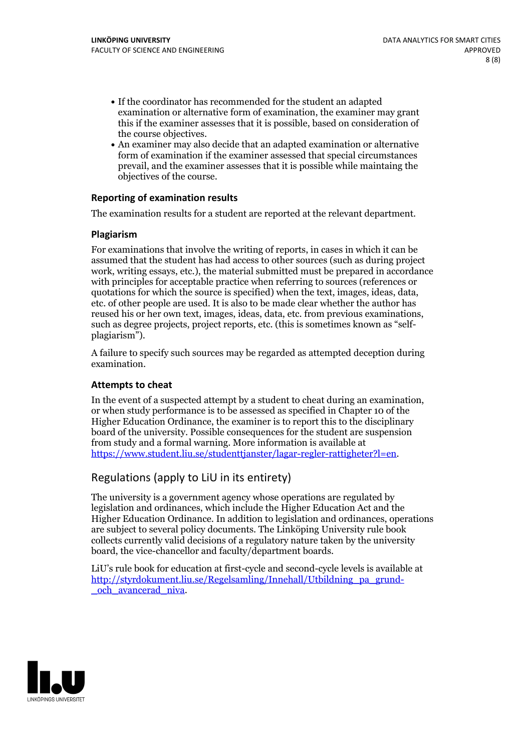- If the coordinator has recommended for the student an adapted examination or alternative form of examination, the examiner may grant this if the examiner assesses that it is possible, based on consideration of the course objectives.
- An examiner may also decide that an adapted examination or alternative form of examination if the examiner assessed that special circumstances prevail, and the examiner assesses that it is possible while maintaing the objectives of the course.

### Reporting of examination results

The examination results for a student are reported at the relevant department.

### Plagiarism

For examinations that involve the writing of reports, in cases in which it can be assumed that the student has had access to other sources (such as during project work, writing essays, etc.), the material submitted must be prepared in accordance with principles for acceptable practice when referring to sources (references or quotations for which the source is specified) when the text, images, ideas, data, etc. of other people are used. It is also to be made clear whether the author has reused his or her own text, images, ideas, data, etc. from previous examinations, such as degree projects, project reports, etc. (this is sometimes known as "self-plagiarism").

A failure to specify such sources may be regarded as attempted deception during examination.

### Attempts to cheat

In the event of a suspected attempt by a student to cheat during an examination, or when study performance is to be assessed as specified in Chapter 10 of the Higher Education Ordinance, the examiner is to report this to the disciplinary board of the university. Possible consequences for the student are suspension from study and a formal warning. More information is available at https://www.student.liu.se/studenttjanster/lagar-regler-rattigheter?l=en.

## Regulations (apply to LiU in its entirety)

The university is a government agency whose operations are regulated by legislation and ordinances, which include the Higher Education Act and the Higher Education Ordinance. In addition to legislation and ordinances, operations are subject to several policy documents. The Linköping University rule book collects currently valid decisions of a regulatory nature taken by the university board, the vice-chancellor and faculty/department boards.

LiU's rule book for education at first-cycle and second-cycle levels is available at http://styrdokument.liu.se/Regelsamling/Innehall/Utbildning_pa_grund-_och_avancerad_niva.